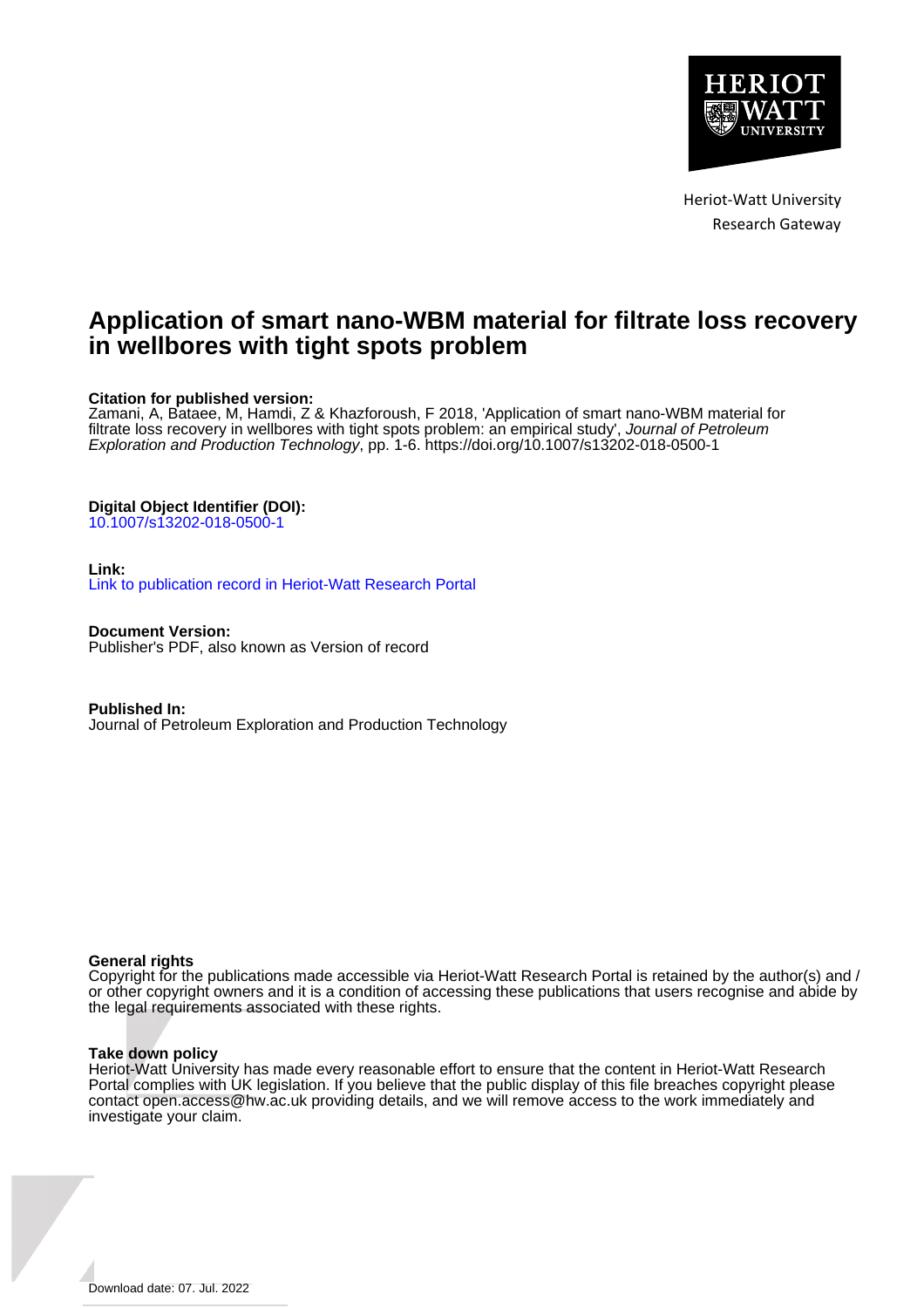Heriot-Watt University
Research Gateway

# Application of smart nano-WBM material for filtrate loss recovery in wellbores with tight spots problem

**Citation for published version:**
Zamani, A, Bataee, M, Hamdi, Z & Khazforoush, F 2018, 'Application of smart nano-WBM material for filtrate loss recovery in wellbores with tight spots problem: an empirical study', *Journal of Petroleum Exploration and Production Technology*, pp. 1-6. https://doi.org/10.1007/s13202-018-0500-1

**Digital Object Identifier (DOI):**
10.1007/s13202-018-0500-1

**Link:**
Link to publication record in Heriot-Watt Research Portal

**Document Version:**
Publisher's PDF, also known as Version of record

**Published In:**
Journal of Petroleum Exploration and Production Technology

**General rights**
Copyright for the publications made accessible via Heriot-Watt Research Portal is retained by the author(s) and / or other copyright owners and it is a condition of accessing these publications that users recognise and abide by the legal requirements associated with these rights.

**Take down policy**
Heriot-Watt University has made every reasonable effort to ensure that the content in Heriot-Watt Research Portal complies with UK legislation. If you believe that the public display of this file breaches copyright please contact open.access@hw.ac.uk providing details, and we will remove access to the work immediately and investigate your claim.

Download date: 07. Jul. 2022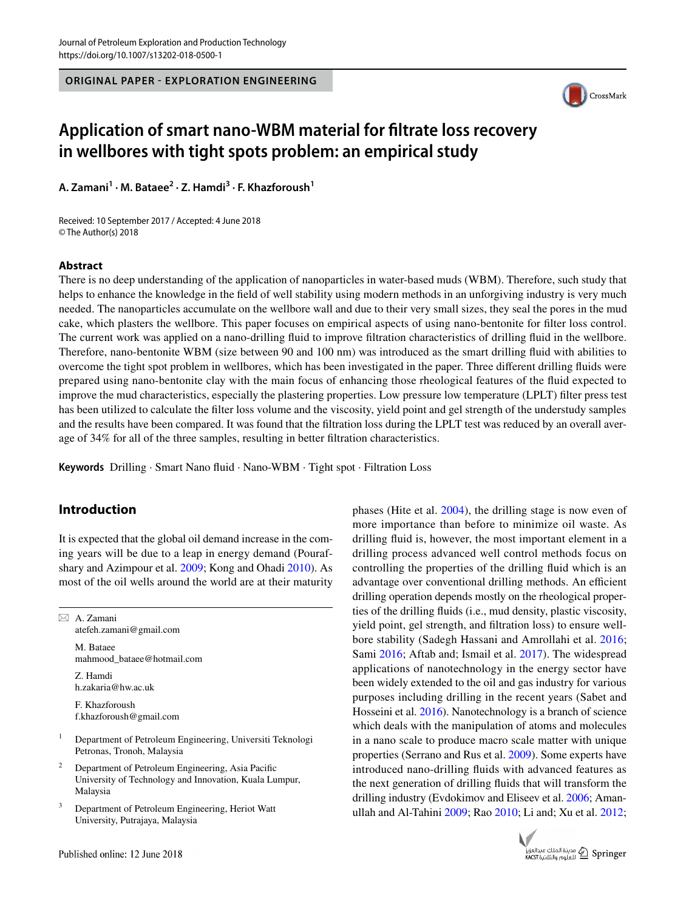ORIGINAL PAPER - EXPLORATION ENGINEERING

# Application of smart nano-WBM material for filtrate loss recovery in wellbores with tight spots problem: an empirical study

**A. Zamani[1] · M. Bataee[2] · Z. Hamdi[3] · F. Khazforoush[1]**

Received: 10 September 2017 / Accepted: 4 June 2018
© The Author(s) 2018

## Abstract

There is no deep understanding of the application of nanoparticles in water-based muds (WBM). Therefore, such study that helps to enhance the knowledge in the field of well stability using modern methods in an unforgiving industry is very much needed. The nanoparticles accumulate on the wellbore wall and due to their very small sizes, they seal the pores in the mud cake, which plasters the wellbore. This paper focuses on empirical aspects of using nano-bentonite for filter loss control. The current work was applied on a nano-drilling fluid to improve filtration characteristics of drilling fluid in the wellbore. Therefore, nano-bentonite WBM (size between 90 and 100 nm) was introduced as the smart drilling fluid with abilities to overcome the tight spot problem in wellbores, which has been investigated in the paper. Three different drilling fluids were prepared using nano-bentonite clay with the main focus of enhancing those rheological features of the fluid expected to improve the mud characteristics, especially the plastering properties. Low pressure low temperature (LPLT) filter press test has been utilized to calculate the filter loss volume and the viscosity, yield point and gel strength of the understudy samples and the results have been compared. It was found that the filtration loss during the LPLT test was reduced by an overall average of 34% for all of the three samples, resulting in better filtration characteristics.

**Keywords** Drilling · Smart Nano fluid · Nano-WBM · Tight spot · Filtration Loss

## Introduction

It is expected that the global oil demand increase in the coming years will be due to a leap in energy demand (Pourafshary and Azimpour et al. 2009; Kong and Ohadi 2010). As most of the oil wells around the world are at their maturity phases (Hite et al. 2004), the drilling stage is now even of more importance than before to minimize oil waste. As drilling fluid is, however, the most important element in a drilling process advanced well control methods focus on controlling the properties of the drilling fluid which is an advantage over conventional drilling methods. An efficient drilling operation depends mostly on the rheological properties of the drilling fluids (i.e., mud density, plastic viscosity, yield point, gel strength, and filtration loss) to ensure wellbore stability (Sadegh Hassani and Amrollahi et al. 2016; Sami 2016; Aftab and; Ismail et al. 2017). The widespread applications of nanotechnology in the energy sector have been widely extended to the oil and gas industry for various purposes including drilling in the recent years (Sabet and Hosseini et al. 2016). Nanotechnology is a branch of science which deals with the manipulation of atoms and molecules in a nano scale to produce macro scale matter with unique properties (Serrano and Rus et al. 2009). Some experts have introduced nano-drilling fluids with advanced features as the next generation of drilling fluids that will transform the drilling industry (Evdokimov and Eliseev et al. 2006; Amanullah and Al-Tahini 2009; Rao 2010; Li and; Xu et al. 2012;

---

✉ A. Zamani
atefeh.zamani@gmail.com

M. Bataee
mahmood_bataee@hotmail.com

Z. Hamdi
h.zakaria@hw.ac.uk

F. Khazforoush
f.khazforoush@gmail.com

[1] Department of Petroleum Engineering, Universiti Teknologi Petronas, Tronoh, Malaysia

[2] Department of Petroleum Engineering, Asia Pacific University of Technology and Innovation, Kuala Lumpur, Malaysia

[3] Department of Petroleum Engineering, Heriot Watt University, Putrajaya, Malaysia

Published online: 12 June 2018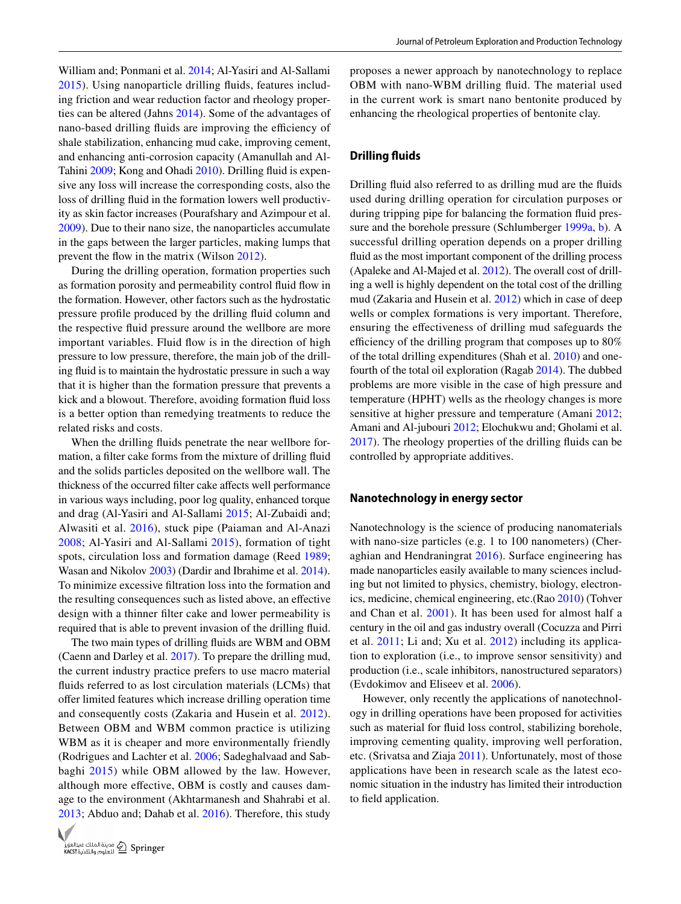William and; Ponmani et al. 2014; Al-Yasiri and Al-Sallami 2015). Using nanoparticle drilling fluids, features including friction and wear reduction factor and rheology properties can be altered (Jahns 2014). Some of the advantages of nano-based drilling fluids are improving the efficiency of shale stabilization, enhancing mud cake, improving cement, and enhancing anti-corrosion capacity (Amanullah and Al-Tahini 2009; Kong and Ohadi 2010). Drilling fluid is expensive any loss will increase the corresponding costs, also the loss of drilling fluid in the formation lowers well productivity as skin factor increases (Pourafshary and Azimpour et al. 2009). Due to their nano size, the nanoparticles accumulate in the gaps between the larger particles, making lumps that prevent the flow in the matrix (Wilson 2012).

During the drilling operation, formation properties such as formation porosity and permeability control fluid flow in the formation. However, other factors such as the hydrostatic pressure profile produced by the drilling fluid column and the respective fluid pressure around the wellbore are more important variables. Fluid flow is in the direction of high pressure to low pressure, therefore, the main job of the drilling fluid is to maintain the hydrostatic pressure in such a way that it is higher than the formation pressure that prevents a kick and a blowout. Therefore, avoiding formation fluid loss is a better option than remedying treatments to reduce the related risks and costs.

When the drilling fluids penetrate the near wellbore formation, a filter cake forms from the mixture of drilling fluid and the solids particles deposited on the wellbore wall. The thickness of the occurred filter cake affects well performance in various ways including, poor log quality, enhanced torque and drag (Al-Yasiri and Al-Sallami 2015; Al-Zubaidi and; Alwasiti et al. 2016), stuck pipe (Paiaman and Al-Anazi 2008; Al-Yasiri and Al-Sallami 2015), formation of tight spots, circulation loss and formation damage (Reed 1989; Wasan and Nikolov 2003) (Dardir and Ibrahime et al. 2014). To minimize excessive filtration loss into the formation and the resulting consequences such as listed above, an effective design with a thinner filter cake and lower permeability is required that is able to prevent invasion of the drilling fluid.

The two main types of drilling fluids are WBM and OBM (Caenn and Darley et al. 2017). To prepare the drilling mud, the current industry practice prefers to use macro material fluids referred to as lost circulation materials (LCMs) that offer limited features which increase drilling operation time and consequently costs (Zakaria and Husein et al. 2012). Between OBM and WBM common practice is utilizing WBM as it is cheaper and more environmentally friendly (Rodrigues and Lachter et al. 2006; Sadeghalvaad and Sabbaghi 2015) while OBM allowed by the law. However, although more effective, OBM is costly and causes damage to the environment (Akhtarmanesh and Shahrabi et al. 2013; Abduo and; Dahab et al. 2016). Therefore, this study proposes a newer approach by nanotechnology to replace OBM with nano-WBM drilling fluid. The material used in the current work is smart nano bentonite produced by enhancing the rheological properties of bentonite clay.

## Drilling fluids

Drilling fluid also referred to as drilling mud are the fluids used during drilling operation for circulation purposes or during tripping pipe for balancing the formation fluid pressure and the borehole pressure (Schlumberger 1999a, b). A successful drilling operation depends on a proper drilling fluid as the most important component of the drilling process (Apaleke and Al-Majed et al. 2012). The overall cost of drilling a well is highly dependent on the total cost of the drilling mud (Zakaria and Husein et al. 2012) which in case of deep wells or complex formations is very important. Therefore, ensuring the effectiveness of drilling mud safeguards the efficiency of the drilling program that composes up to 80% of the total drilling expenditures (Shah et al. 2010) and one-fourth of the total oil exploration (Ragab 2014). The dubbed problems are more visible in the case of high pressure and temperature (HPHT) wells as the rheology changes is more sensitive at higher pressure and temperature (Amani 2012; Amani and Al-jubouri 2012; Elochukwu and; Gholami et al. 2017). The rheology properties of the drilling fluids can be controlled by appropriate additives.

## Nanotechnology in energy sector

Nanotechnology is the science of producing nanomaterials with nano-size particles (e.g. 1 to 100 nanometers) (Cheraghian and Hendraningrat 2016). Surface engineering has made nanoparticles easily available to many sciences including but not limited to physics, chemistry, biology, electronics, medicine, chemical engineering, etc.(Rao 2010) (Tohver and Chan et al. 2001). It has been used for almost half a century in the oil and gas industry overall (Cocuzza and Pirri et al. 2011; Li and; Xu et al. 2012) including its application to exploration (i.e., to improve sensor sensitivity) and production (i.e., scale inhibitors, nanostructured separators) (Evdokimov and Eliseev et al. 2006).

However, only recently the applications of nanotechnology in drilling operations have been proposed for activities such as material for fluid loss control, stabilizing borehole, improving cementing quality, improving well perforation, etc. (Srivatsa and Ziaja 2011). Unfortunately, most of those applications have been in research scale as the latest economic situation in the industry has limited their introduction to field application.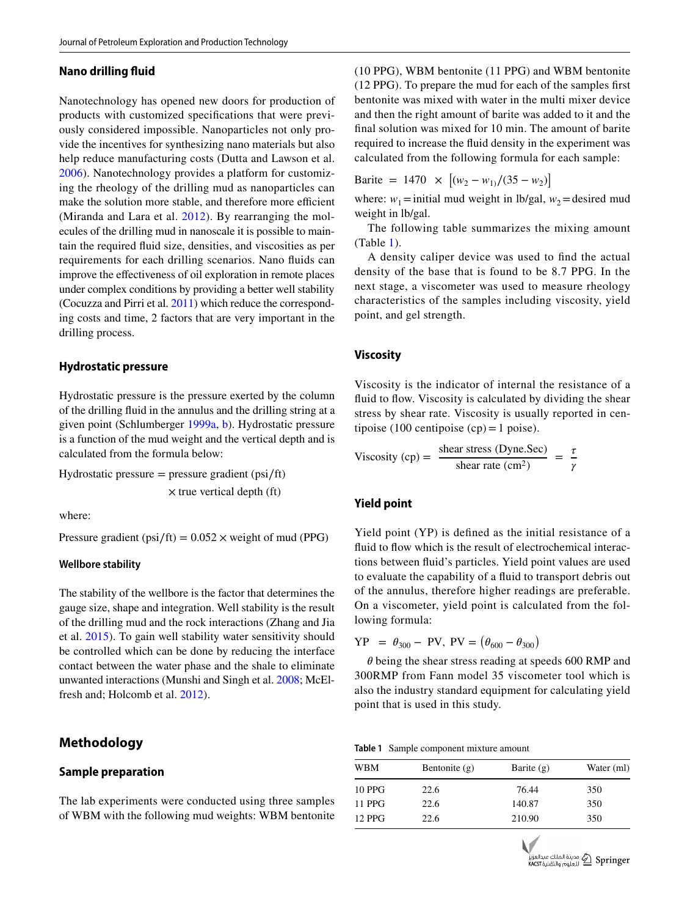### Nano drilling fluid

Nanotechnology has opened new doors for production of products with customized specifications that were previously considered impossible. Nanoparticles not only provide the incentives for synthesizing nano materials but also help reduce manufacturing costs (Dutta and Lawson et al. 2006). Nanotechnology provides a platform for customizing the rheology of the drilling mud as nanoparticles can make the solution more stable, and therefore more efficient (Miranda and Lara et al. 2012). By rearranging the molecules of the drilling mud in nanoscale it is possible to maintain the required fluid size, densities, and viscosities as per requirements for each drilling scenarios. Nano fluids can improve the effectiveness of oil exploration in remote places under complex conditions by providing a better well stability (Cocuzza and Pirri et al. 2011) which reduce the corresponding costs and time, 2 factors that are very important in the drilling process.

### Hydrostatic pressure

Hydrostatic pressure is the pressure exerted by the column of the drilling fluid in the annulus and the drilling string at a given point (Schlumberger 1999a, b). Hydrostatic pressure is a function of the mud weight and the vertical depth and is calculated from the formula below:

$$\text{Hydrostatic pressure} = \text{pressure gradient (psi/ft)} \times \text{true vertical depth (ft)}$$

where:

$$\text{Pressure gradient (psi/ft)} = 0.052 \times \text{weight of mud (PPG)}$$

#### Wellbore stability

The stability of the wellbore is the factor that determines the gauge size, shape and integration. Well stability is the result of the drilling mud and the rock interactions (Zhang and Jia et al. 2015). To gain well stability water sensitivity should be controlled which can be done by reducing the interface contact between the water phase and the shale to eliminate unwanted interactions (Munshi and Singh et al. 2008; McElfresh and; Holcomb et al. 2012).

## Methodology

### Sample preparation

The lab experiments were conducted using three samples of WBM with the following mud weights: WBM bentonite (10 PPG), WBM bentonite (11 PPG) and WBM bentonite (12 PPG). To prepare the mud for each of the samples first bentonite was mixed with water in the multi mixer device and then the right amount of barite was added to it and the final solution was mixed for 10 min. The amount of barite required to increase the fluid density in the experiment was calculated from the following formula for each sample:

$$\text{Barite} = 1470 \times \left[(w_2 - w_1)/(35 - w_2)\right]$$

where: $w_1$ = initial mud weight in lb/gal, $w_2$ = desired mud weight in lb/gal.

The following table summarizes the mixing amount (Table 1).

A density caliper device was used to find the actual density of the base that is found to be 8.7 PPG. In the next stage, a viscometer was used to measure rheology characteristics of the samples including viscosity, yield point, and gel strength.

### Viscosity

Viscosity is the indicator of internal the resistance of a fluid to flow. Viscosity is calculated by dividing the shear stress by shear rate. Viscosity is usually reported in centipoise (100 centipoise (cp) = 1 poise).

$$\text{Viscosity (cp)} = \frac{\text{shear stress (Dyne.Sec)}}{\text{shear rate (cm}^2\text{)}} = \frac{\tau}{\gamma}$$

### Yield point

Yield point (YP) is defined as the initial resistance of a fluid to flow which is the result of electrochemical interactions between fluid's particles. Yield point values are used to evaluate the capability of a fluid to transport debris out of the annulus, therefore higher readings are preferable. On a viscometer, yield point is calculated from the following formula:

$$\text{YP} = \theta_{300} - \text{PV},\ \text{PV} = \left(\theta_{600} - \theta_{300}\right)$$

$\theta$ being the shear stress reading at speeds 600 RMP and 300RMP from Fann model 35 viscometer tool which is also the industry standard equipment for calculating yield point that is used in this study.

**Table 1** Sample component mixture amount

| WBM | Bentonite (g) | Barite (g) | Water (ml) |
|---|---|---|---|
| 10 PPG | 22.6 | 76.44 | 350 |
| 11 PPG | 22.6 | 140.87 | 350 |
| 12 PPG | 22.6 | 210.90 | 350 |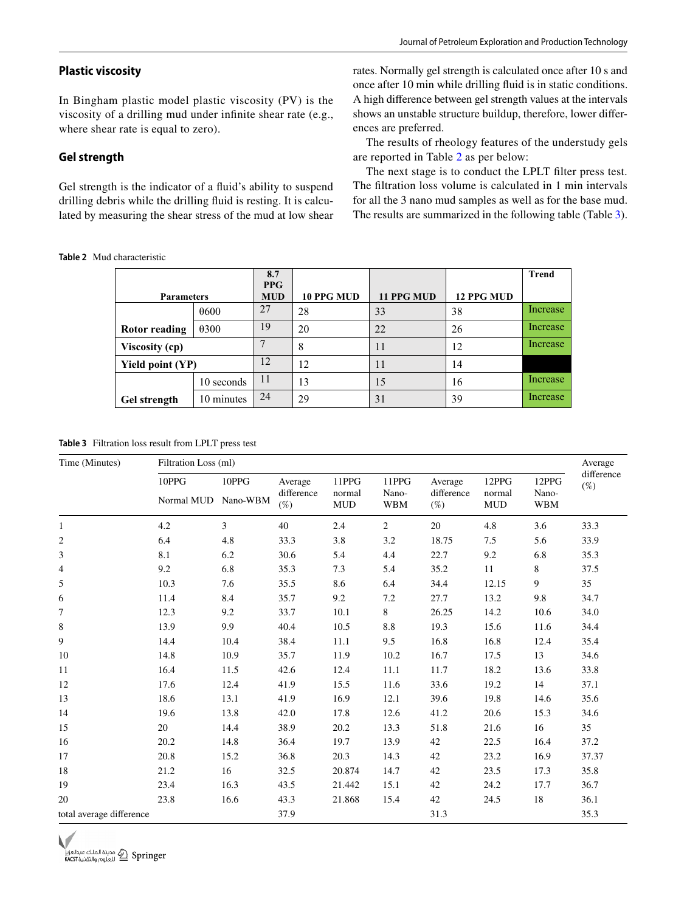## Plastic viscosity

In Bingham plastic model plastic viscosity (PV) is the viscosity of a drilling mud under infinite shear rate (e.g., where shear rate is equal to zero).

## Gel strength

Gel strength is the indicator of a fluid's ability to suspend drilling debris while the drilling fluid is resting. It is calculated by measuring the shear stress of the mud at low shear rates. Normally gel strength is calculated once after 10 s and once after 10 min while drilling fluid is in static conditions. A high difference between gel strength values at the intervals shows an unstable structure buildup, therefore, lower differences are preferred.

The results of rheology features of the understudy gels are reported in Table 2 as per below:

The next stage is to conduct the LPLT filter press test. The filtration loss volume is calculated in 1 min intervals for all the 3 nano mud samples as well as for the base mud. The results are summarized in the following table (Table 3).

**Table 2** Mud characteristic

| Parameters | | 8.7 PPG MUD | 10 PPG MUD | 11 PPG MUD | 12 PPG MUD | Trend |
|---|---|---|---|---|---|---|
| Rotor reading | θ600 | 27 | 28 | 33 | 38 | Increase |
| | θ300 | 19 | 20 | 22 | 26 | Increase |
| Viscosity (cp) | | 7 | 8 | 11 | 12 | Increase |
| Yield point (YP) | | 12 | 12 | 11 | 14 | |
| Gel strength | 10 seconds | 11 | 13 | 15 | 16 | Increase |
| | 10 minutes | 24 | 29 | 31 | 39 | Increase |

**Table 3** Filtration loss result from LPLT press test

| Time (Minutes) | Filtration Loss (ml) | | | | | | | | Average difference (%) |
|---|---|---|---|---|---|---|---|---|---|
| | 10PPG Normal MUD | 10PPG Nano-WBM | Average difference (%) | 11PPG normal MUD | 11PPG Nano-WBM | Average difference (%) | 12PPG normal MUD | 12PPG Nano-WBM | |
| 1 | 4.2 | 3 | 40 | 2.4 | 2 | 20 | 4.8 | 3.6 | 33.3 |
| 2 | 6.4 | 4.8 | 33.3 | 3.8 | 3.2 | 18.75 | 7.5 | 5.6 | 33.9 |
| 3 | 8.1 | 6.2 | 30.6 | 5.4 | 4.4 | 22.7 | 9.2 | 6.8 | 35.3 |
| 4 | 9.2 | 6.8 | 35.3 | 7.3 | 5.4 | 35.2 | 11 | 8 | 37.5 |
| 5 | 10.3 | 7.6 | 35.5 | 8.6 | 6.4 | 34.4 | 12.15 | 9 | 35 |
| 6 | 11.4 | 8.4 | 35.7 | 9.2 | 7.2 | 27.7 | 13.2 | 9.8 | 34.7 |
| 7 | 12.3 | 9.2 | 33.7 | 10.1 | 8 | 26.25 | 14.2 | 10.6 | 34.0 |
| 8 | 13.9 | 9.9 | 40.4 | 10.5 | 8.8 | 19.3 | 15.6 | 11.6 | 34.4 |
| 9 | 14.4 | 10.4 | 38.4 | 11.1 | 9.5 | 16.8 | 16.8 | 12.4 | 35.4 |
| 10 | 14.8 | 10.9 | 35.7 | 11.9 | 10.2 | 16.7 | 17.5 | 13 | 34.6 |
| 11 | 16.4 | 11.5 | 42.6 | 12.4 | 11.1 | 11.7 | 18.2 | 13.6 | 33.8 |
| 12 | 17.6 | 12.4 | 41.9 | 15.5 | 11.6 | 33.6 | 19.2 | 14 | 37.1 |
| 13 | 18.6 | 13.1 | 41.9 | 16.9 | 12.1 | 39.6 | 19.8 | 14.6 | 35.6 |
| 14 | 19.6 | 13.8 | 42.0 | 17.8 | 12.6 | 41.2 | 20.6 | 15.3 | 34.6 |
| 15 | 20 | 14.4 | 38.9 | 20.2 | 13.3 | 51.8 | 21.6 | 16 | 35 |
| 16 | 20.2 | 14.8 | 36.4 | 19.7 | 13.9 | 42 | 22.5 | 16.4 | 37.2 |
| 17 | 20.8 | 15.2 | 36.8 | 20.3 | 14.3 | 42 | 23.2 | 16.9 | 37.37 |
| 18 | 21.2 | 16 | 32.5 | 20.874 | 14.7 | 42 | 23.5 | 17.3 | 35.8 |
| 19 | 23.4 | 16.3 | 43.5 | 21.442 | 15.1 | 42 | 24.2 | 17.7 | 36.7 |
| 20 | 23.8 | 16.6 | 43.3 | 21.868 | 15.4 | 42 | 24.5 | 18 | 36.1 |
| total average difference | | | 37.9 | | | 31.3 | | | 35.3 |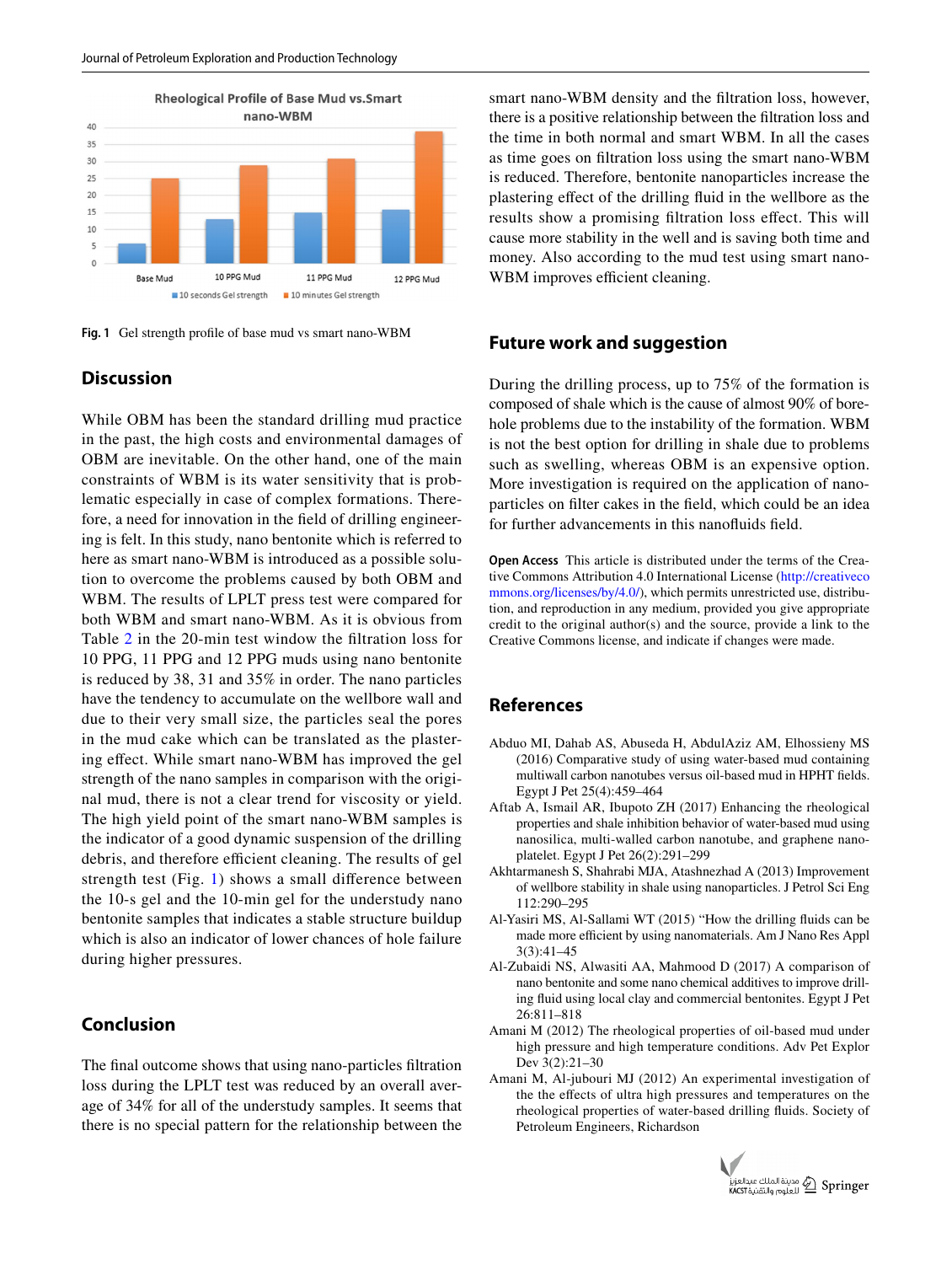Fig. 1 Gel strength profile of base mud vs smart nano-WBM

## Discussion

While OBM has been the standard drilling mud practice in the past, the high costs and environmental damages of OBM are inevitable. On the other hand, one of the main constraints of WBM is its water sensitivity that is problematic especially in case of complex formations. Therefore, a need for innovation in the field of drilling engineering is felt. In this study, nano bentonite which is referred to here as smart nano-WBM is introduced as a possible solution to overcome the problems caused by both OBM and WBM. The results of LPLT press test were compared for both WBM and smart nano-WBM. As it is obvious from Table 2 in the 20-min test window the filtration loss for 10 PPG, 11 PPG and 12 PPG muds using nano bentonite is reduced by 38, 31 and 35% in order. The nano particles have the tendency to accumulate on the wellbore wall and due to their very small size, the particles seal the pores in the mud cake which can be translated as the plastering effect. While smart nano-WBM has improved the gel strength of the nano samples in comparison with the original mud, there is not a clear trend for viscosity or yield. The high yield point of the smart nano-WBM samples is the indicator of a good dynamic suspension of the drilling debris, and therefore efficient cleaning. The results of gel strength test (Fig. 1) shows a small difference between the 10-s gel and the 10-min gel for the understudy nano bentonite samples that indicates a stable structure buildup which is also an indicator of lower chances of hole failure during higher pressures.

## Conclusion

The final outcome shows that using nano-particles filtration loss during the LPLT test was reduced by an overall average of 34% for all of the understudy samples. It seems that there is no special pattern for the relationship between the smart nano-WBM density and the filtration loss, however, there is a positive relationship between the filtration loss and the time in both normal and smart WBM. In all the cases as time goes on filtration loss using the smart nano-WBM is reduced. Therefore, bentonite nanoparticles increase the plastering effect of the drilling fluid in the wellbore as the results show a promising filtration loss effect. This will cause more stability in the well and is saving both time and money. Also according to the mud test using smart nano-WBM improves efficient cleaning.

## Future work and suggestion

During the drilling process, up to 75% of the formation is composed of shale which is the cause of almost 90% of borehole problems due to the instability of the formation. WBM is not the best option for drilling in shale due to problems such as swelling, whereas OBM is an expensive option. More investigation is required on the application of nanoparticles on filter cakes in the field, which could be an idea for further advancements in this nanofluids field.

**Open Access** This article is distributed under the terms of the Creative Commons Attribution 4.0 International License (http://creativecommons.org/licenses/by/4.0/), which permits unrestricted use, distribution, and reproduction in any medium, provided you give appropriate credit to the original author(s) and the source, provide a link to the Creative Commons license, and indicate if changes were made.

## References

Abduo MI, Dahab AS, Abuseda H, AbdulAziz AM, Elhossieny MS (2016) Comparative study of using water-based mud containing multiwall carbon nanotubes versus oil-based mud in HPHT fields. Egypt J Pet 25(4):459–464

Aftab A, Ismail AR, Ibupoto ZH (2017) Enhancing the rheological properties and shale inhibition behavior of water-based mud using nanosilica, multi-walled carbon nanotube, and graphene nanoplatelet. Egypt J Pet 26(2):291–299

Akhtarmanesh S, Shahrabi MJA, Atashnezhad A (2013) Improvement of wellbore stability in shale using nanoparticles. J Petrol Sci Eng 112:290–295

Al-Yasiri MS, Al-Sallami WT (2015) "How the drilling fluids can be made more efficient by using nanomaterials. Am J Nano Res Appl 3(3):41–45

Al-Zubaidi NS, Alwasiti AA, Mahmood D (2017) A comparison of nano bentonite and some nano chemical additives to improve drilling fluid using local clay and commercial bentonites. Egypt J Pet 26:811–818

Amani M (2012) The rheological properties of oil-based mud under high pressure and high temperature conditions. Adv Pet Explor Dev 3(2):21–30

Amani M, Al-jubouri MJ (2012) An experimental investigation of the the effects of ultra high pressures and temperatures on the rheological properties of water-based drilling fluids. Society of Petroleum Engineers, Richardson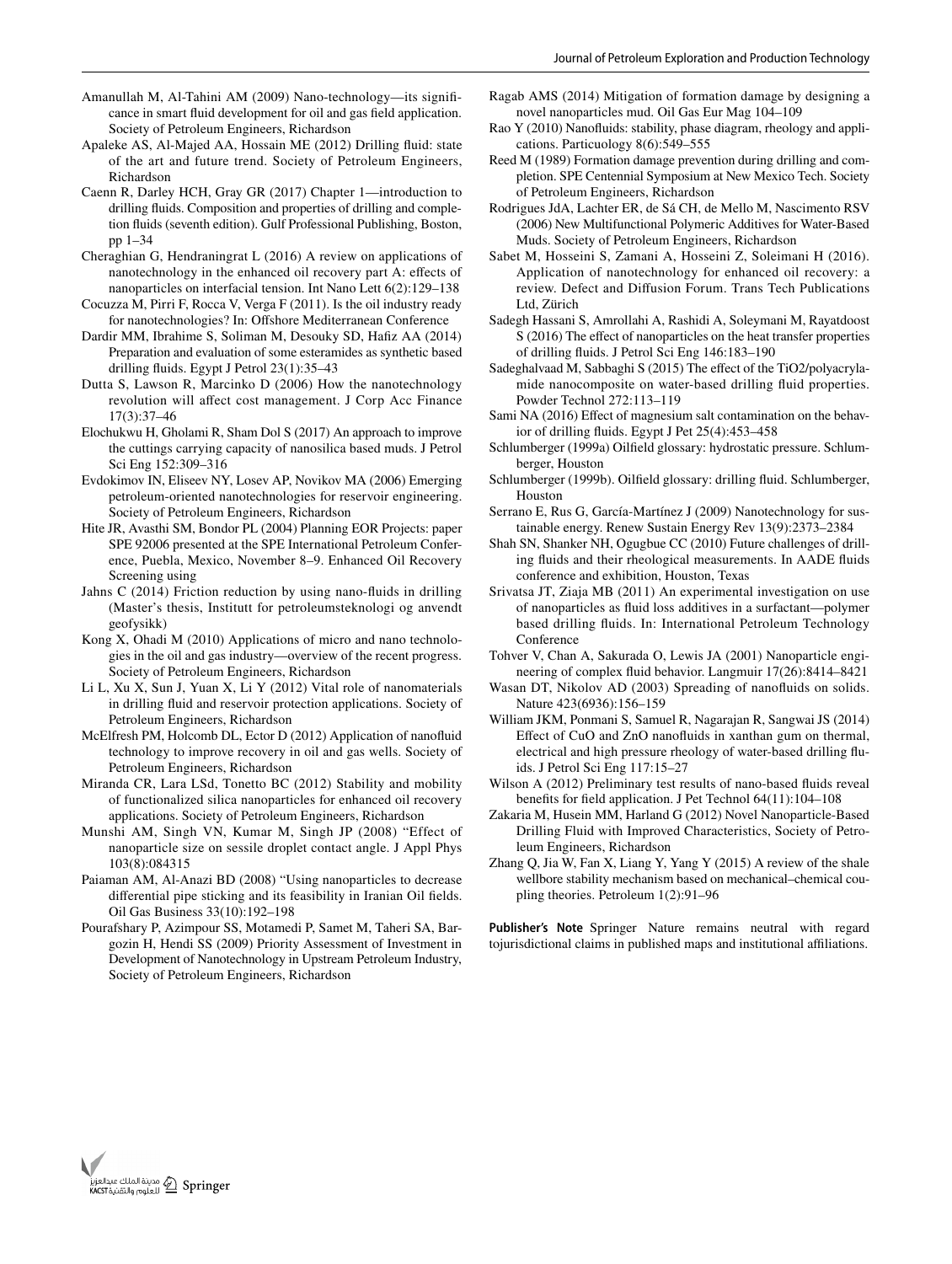Amanullah M, Al-Tahini AM (2009) Nano-technology—its significance in smart fluid development for oil and gas field application. Society of Petroleum Engineers, Richardson

Apaleke AS, Al-Majed AA, Hossain ME (2012) Drilling fluid: state of the art and future trend. Society of Petroleum Engineers, Richardson

Caenn R, Darley HCH, Gray GR (2017) Chapter 1—introduction to drilling fluids. Composition and properties of drilling and completion fluids (seventh edition). Gulf Professional Publishing, Boston, pp 1–34

Cheraghian G, Hendraningrat L (2016) A review on applications of nanotechnology in the enhanced oil recovery part A: effects of nanoparticles on interfacial tension. Int Nano Lett 6(2):129–138

Cocuzza M, Pirri F, Rocca V, Verga F (2011). Is the oil industry ready for nanotechnologies? In: Offshore Mediterranean Conference

Dardir MM, Ibrahime S, Soliman M, Desouky SD, Hafiz AA (2014) Preparation and evaluation of some esteramides as synthetic based drilling fluids. Egypt J Petrol 23(1):35–43

Dutta S, Lawson R, Marcinko D (2006) How the nanotechnology revolution will affect cost management. J Corp Acc Finance 17(3):37–46

Elochukwu H, Gholami R, Sham Dol S (2017) An approach to improve the cuttings carrying capacity of nanosilica based muds. J Petrol Sci Eng 152:309–316

Evdokimov IN, Eliseev NY, Losev AP, Novikov MA (2006) Emerging petroleum-oriented nanotechnologies for reservoir engineering. Society of Petroleum Engineers, Richardson

Hite JR, Avasthi SM, Bondor PL (2004) Planning EOR Projects: paper SPE 92006 presented at the SPE International Petroleum Conference, Puebla, Mexico, November 8–9. Enhanced Oil Recovery Screening using

Jahns C (2014) Friction reduction by using nano-fluids in drilling (Master's thesis, Institutt for petroleumsteknologi og anvendt geofysikk)

Kong X, Ohadi M (2010) Applications of micro and nano technologies in the oil and gas industry—overview of the recent progress. Society of Petroleum Engineers, Richardson

Li L, Xu X, Sun J, Yuan X, Li Y (2012) Vital role of nanomaterials in drilling fluid and reservoir protection applications. Society of Petroleum Engineers, Richardson

McElfresh PM, Holcomb DL, Ector D (2012) Application of nanofluid technology to improve recovery in oil and gas wells. Society of Petroleum Engineers, Richardson

Miranda CR, Lara LSd, Tonetto BC (2012) Stability and mobility of functionalized silica nanoparticles for enhanced oil recovery applications. Society of Petroleum Engineers, Richardson

Munshi AM, Singh VN, Kumar M, Singh JP (2008) "Effect of nanoparticle size on sessile droplet contact angle. J Appl Phys 103(8):084315

Paiaman AM, Al-Anazi BD (2008) "Using nanoparticles to decrease differential pipe sticking and its feasibility in Iranian Oil fields. Oil Gas Business 33(10):192–198

Pourafshary P, Azimpour SS, Motamedi P, Samet M, Taheri SA, Bargozin H, Hendi SS (2009) Priority Assessment of Investment in Development of Nanotechnology in Upstream Petroleum Industry, Society of Petroleum Engineers, Richardson

Ragab AMS (2014) Mitigation of formation damage by designing a novel nanoparticles mud. Oil Gas Eur Mag 104–109

Rao Y (2010) Nanofluids: stability, phase diagram, rheology and applications. Particuology 8(6):549–555

Reed M (1989) Formation damage prevention during drilling and completion. SPE Centennial Symposium at New Mexico Tech. Society of Petroleum Engineers, Richardson

Rodrigues JdA, Lachter ER, de Sá CH, de Mello M, Nascimento RSV (2006) New Multifunctional Polymeric Additives for Water-Based Muds. Society of Petroleum Engineers, Richardson

Sabet M, Hosseini S, Zamani A, Hosseini Z, Soleimani H (2016). Application of nanotechnology for enhanced oil recovery: a review. Defect and Diffusion Forum. Trans Tech Publications Ltd, Zürich

Sadegh Hassani S, Amrollahi A, Rashidi A, Soleymani M, Rayatdoost S (2016) The effect of nanoparticles on the heat transfer properties of drilling fluids. J Petrol Sci Eng 146:183–190

Sadeghalvaad M, Sabbaghi S (2015) The effect of the $TiO_2$/polyacrylamide nanocomposite on water-based drilling fluid properties. Powder Technol 272:113–119

Sami NA (2016) Effect of magnesium salt contamination on the behavior of drilling fluids. Egypt J Pet 25(4):453–458

Schlumberger (1999a) Oilfield glossary: hydrostatic pressure. Schlumberger, Houston

Schlumberger (1999b). Oilfield glossary: drilling fluid. Schlumberger, Houston

Serrano E, Rus G, García-Martínez J (2009) Nanotechnology for sustainable energy. Renew Sustain Energy Rev 13(9):2373–2384

Shah SN, Shanker NH, Ogugbue CC (2010) Future challenges of drilling fluids and their rheological measurements. In AADE fluids conference and exhibition, Houston, Texas

Srivatsa JT, Ziaja MB (2011) An experimental investigation on use of nanoparticles as fluid loss additives in a surfactant—polymer based drilling fluids. In: International Petroleum Technology Conference

Tohver V, Chan A, Sakurada O, Lewis JA (2001) Nanoparticle engineering of complex fluid behavior. Langmuir 17(26):8414–8421

Wasan DT, Nikolov AD (2003) Spreading of nanofluids on solids. Nature 423(6936):156–159

William JKM, Ponmani S, Samuel R, Nagarajan R, Sangwai JS (2014) Effect of CuO and ZnO nanofluids in xanthan gum on thermal, electrical and high pressure rheology of water-based drilling fluids. J Petrol Sci Eng 117:15–27

Wilson A (2012) Preliminary test results of nano-based fluids reveal benefits for field application. J Pet Technol 64(11):104–108

Zakaria M, Husein MM, Harland G (2012) Novel Nanoparticle-Based Drilling Fluid with Improved Characteristics, Society of Petroleum Engineers, Richardson

Zhang Q, Jia W, Fan X, Liang Y, Yang Y (2015) A review of the shale wellbore stability mechanism based on mechanical–chemical coupling theories. Petroleum 1(2):91–96

**Publisher's Note** Springer Nature remains neutral with regard tojurisdictional claims in published maps and institutional affiliations.